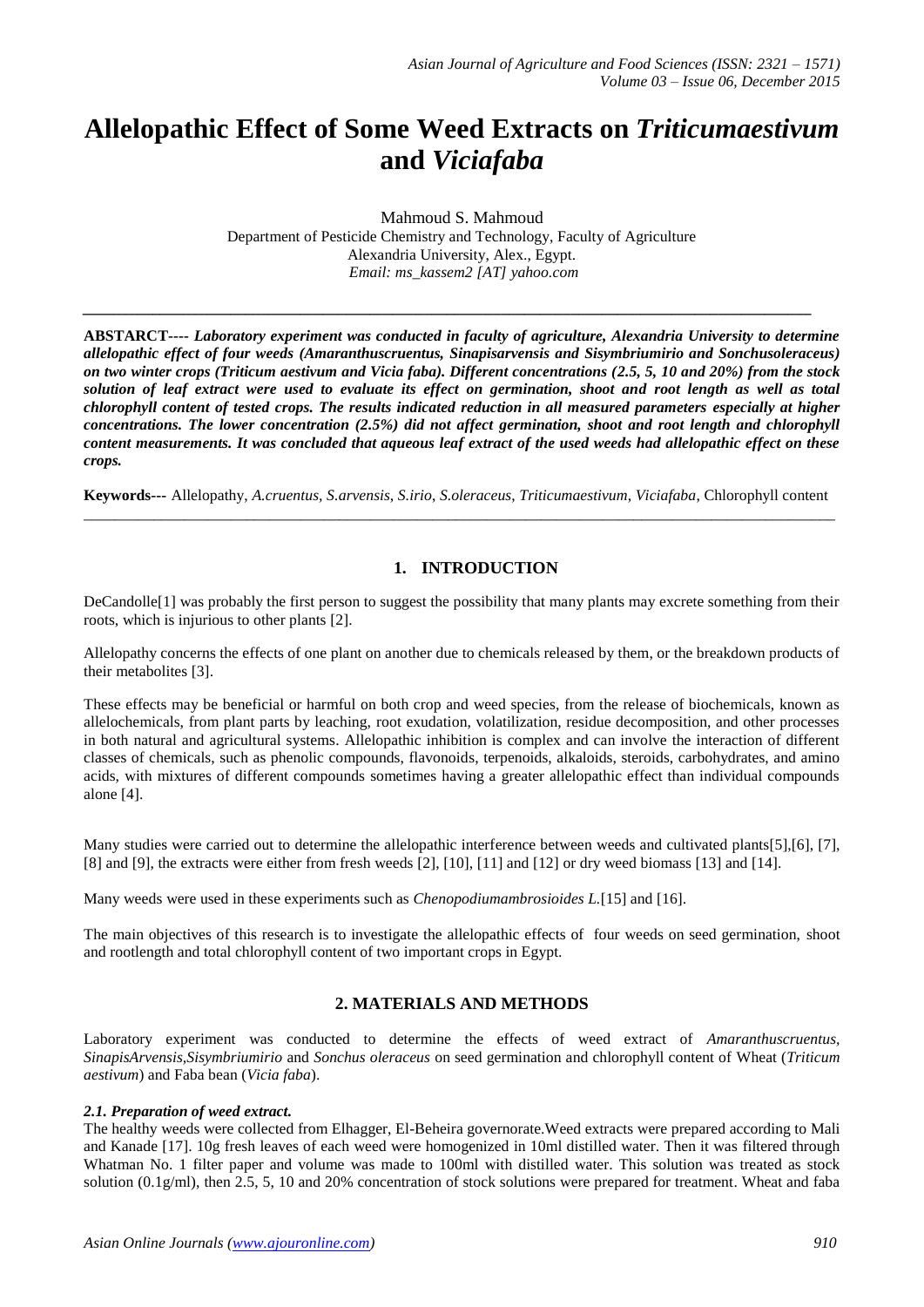# Allelopathic Effect of Some Weed Extracts on *Triticumaestivum* and *Viciafaba*

Mahmoud S. Mahmoud
Department of Pesticide Chemistry and Technology, Faculty of Agriculture
Alexandria University, Alex., Egypt.
*Email: ms_kassem2 [AT] yahoo.com*

---

**ABSTARCT---- *Laboratory experiment was conducted in faculty of agriculture, Alexandria University to determine allelopathic effect of four weeds (Amaranthuscruentus, Sinapisarvensis and Sisymbriumirio and Sonchusoleraceus) on two winter crops (Triticum aestivum and Vicia faba). Different concentrations (2.5, 5, 10 and 20%) from the stock solution of leaf extract were used to evaluate its effect on germination, shoot and root length as well as total chlorophyll content of tested crops. The results indicated reduction in all measured parameters especially at higher concentrations. The lower concentration (2.5%) did not affect germination, shoot and root length and chlorophyll content measurements. It was concluded that aqueous leaf extract of the used weeds had allelopathic effect on these crops.***

**Keywords---** Allelopathy, *A.cruentus*, *S.arvensis*, *S.irio*, *S.oleraceus*, *Triticumaestivum*, *Viciafaba*, Chlorophyll content

---

## 1. INTRODUCTION

DeCandolle[1] was probably the first person to suggest the possibility that many plants may excrete something from their roots, which is injurious to other plants [2].

Allelopathy concerns the effects of one plant on another due to chemicals released by them, or the breakdown products of their metabolites [3].

These effects may be beneficial or harmful on both crop and weed species, from the release of biochemicals, known as allelochemicals, from plant parts by leaching, root exudation, volatilization, residue decomposition, and other processes in both natural and agricultural systems. Allelopathic inhibition is complex and can involve the interaction of different classes of chemicals, such as phenolic compounds, flavonoids, terpenoids, alkaloids, steroids, carbohydrates, and amino acids, with mixtures of different compounds sometimes having a greater allelopathic effect than individual compounds alone [4].

Many studies were carried out to determine the allelopathic interference between weeds and cultivated plants[5],[6], [7], [8] and [9], the extracts were either from fresh weeds [2], [10], [11] and [12] or dry weed biomass [13] and [14].

Many weeds were used in these experiments such as *Chenopodiumambrosioides L.*[15] and [16].

The main objectives of this research is to investigate the allelopathic effects of four weeds on seed germination, shoot and rootlength and total chlorophyll content of two important crops in Egypt.

## 2. MATERIALS AND METHODS

Laboratory experiment was conducted to determine the effects of weed extract of *Amaranthuscruentus, SinapisArvensis,Sisymbriumirio* and *Sonchus oleraceus* on seed germination and chlorophyll content of Wheat (*Triticum aestivum*) and Faba bean (*Vicia faba*).

### *2.1. Preparation of weed extract.*

The healthy weeds were collected from Elhagger, El-Beheira governorate.Weed extracts were prepared according to Mali and Kanade [17]. 10g fresh leaves of each weed were homogenized in 10ml distilled water. Then it was filtered through Whatman No. 1 filter paper and volume was made to 100ml with distilled water. This solution was treated as stock solution (0.1g/ml), then 2.5, 5, 10 and 20% concentration of stock solutions were prepared for treatment. Wheat and faba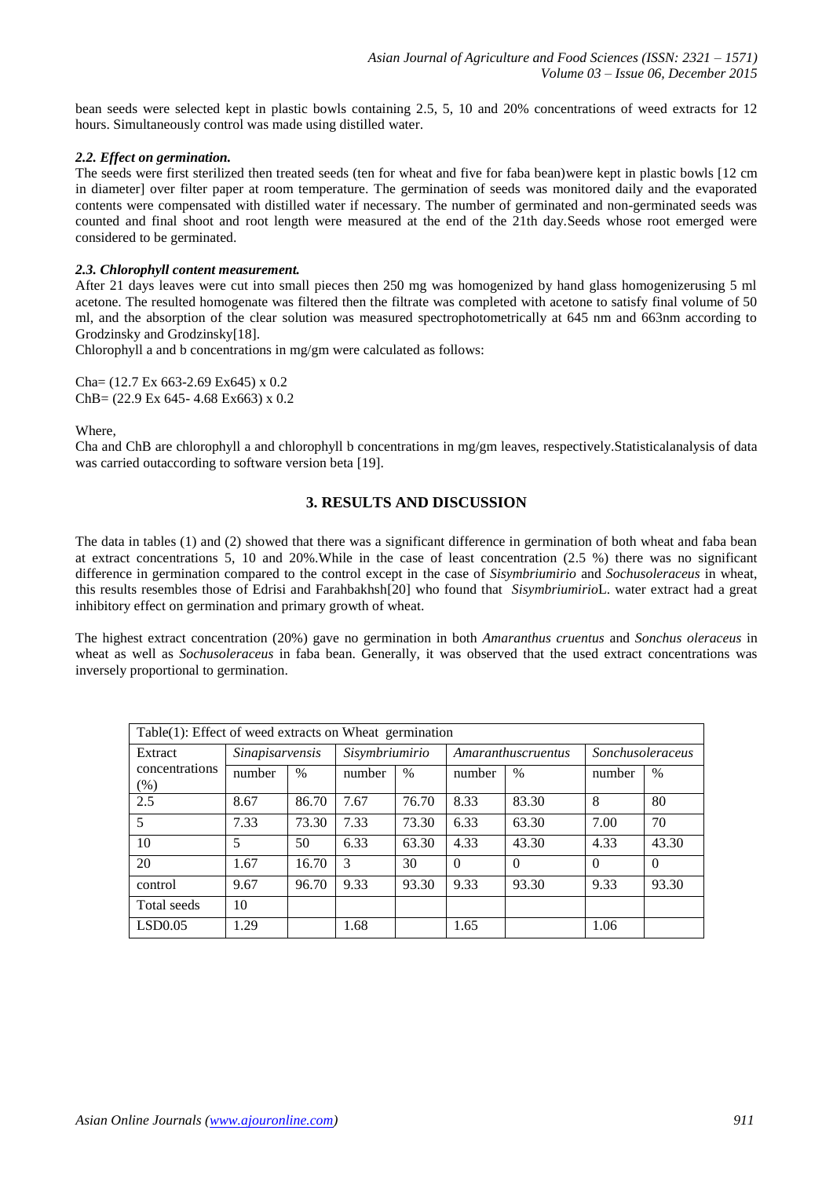bean seeds were selected kept in plastic bowls containing 2.5, 5, 10 and 20% concentrations of weed extracts for 12 hours. Simultaneously control was made using distilled water.

### *2.2. Effect on germination.*

The seeds were first sterilized then treated seeds (ten for wheat and five for faba bean)were kept in plastic bowls [12 cm in diameter] over filter paper at room temperature. The germination of seeds was monitored daily and the evaporated contents were compensated with distilled water if necessary. The number of germinated and non-germinated seeds was counted and final shoot and root length were measured at the end of the 21th day.Seeds whose root emerged were considered to be germinated.

### *2.3. Chlorophyll content measurement.*

After 21 days leaves were cut into small pieces then 250 mg was homogenized by hand glass homogenizerusing 5 ml acetone. The resulted homogenate was filtered then the filtrate was completed with acetone to satisfy final volume of 50 ml, and the absorption of the clear solution was measured spectrophotometrically at 645 nm and 663nm according to Grodzinsky and Grodzinsky[18].

Chlorophyll a and b concentrations in mg/gm were calculated as follows:

$$Cha = (12.7\ Ex\ 663 - 2.69\ Ex645) \times 0.2$$
$$ChB = (22.9\ Ex\ 645 - 4.68\ Ex663) \times 0.2$$

Where,

Cha and ChB are chlorophyll a and chlorophyll b concentrations in mg/gm leaves, respectively.Statisticalanalysis of data was carried outaccording to software version beta [19].

## 3. RESULTS AND DISCUSSION

The data in tables (1) and (2) showed that there was a significant difference in germination of both wheat and faba bean at extract concentrations 5, 10 and 20%.While in the case of least concentration (2.5 %) there was no significant difference in germination compared to the control except in the case of *Sisymbriumirio* and *Sochusoleraceus* in wheat, this results resembles those of Edrisi and Farahbakhsh[20] who found that *Sisymbriumirio*L. water extract had a great inhibitory effect on germination and primary growth of wheat.

The highest extract concentration (20%) gave no germination in both *Amaranthus cruentus* and *Sonchus oleraceus* in wheat as well as *Sochusoleraceus* in faba bean. Generally, it was observed that the used extract concentrations was inversely proportional to germination.

Table(1): Effect of weed extracts on Wheat germination

| Extract concentrations (%) | *Sinapisarvensis* | | *Sisymbriumirio* | | *Amaranthuscruentus* | | *Sonchusoleraceus* | |
|---|---|---|---|---|---|---|---|---|
| | number | % | number | % | number | % | number | % |
| 2.5 | 8.67 | 86.70 | 7.67 | 76.70 | 8.33 | 83.30 | 8 | 80 |
| 5 | 7.33 | 73.30 | 7.33 | 73.30 | 6.33 | 63.30 | 7.00 | 70 |
| 10 | 5 | 50 | 6.33 | 63.30 | 4.33 | 43.30 | 4.33 | 43.30 |
| 20 | 1.67 | 16.70 | 3 | 30 | 0 | 0 | 0 | 0 |
| control | 9.67 | 96.70 | 9.33 | 93.30 | 9.33 | 93.30 | 9.33 | 93.30 |
| Total seeds | 10 | | | | | | | |
| LSD0.05 | 1.29 | | 1.68 | | 1.65 | | 1.06 | |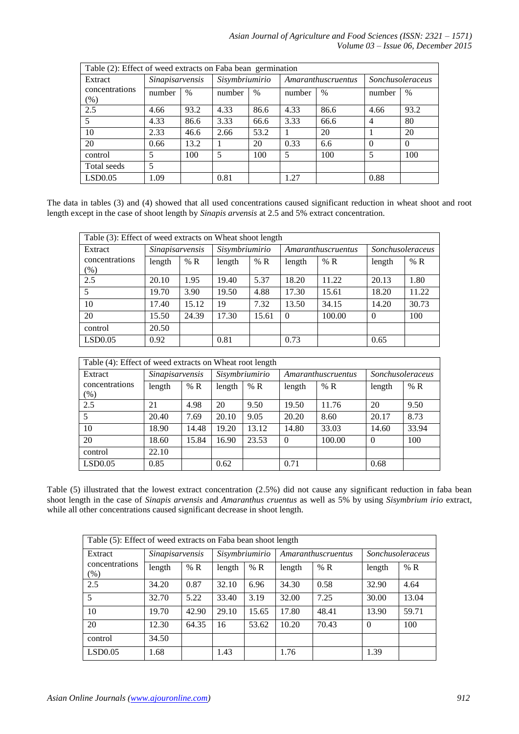| Table (2): Effect of weed extracts on Faba bean germination | | | | | | | | |
|---|---|---|---|---|---|---|---|---|
| Extract concentrations (%) | *Sinapisarvensis* | | *Sisymbriumirio* | | *Amaranthuscruentus* | | *Sonchusoleraceus* | |
| | number | % | number | % | number | % | number | % |
| 2.5 | 4.66 | 93.2 | 4.33 | 86.6 | 4.33 | 86.6 | 4.66 | 93.2 |
| 5 | 4.33 | 86.6 | 3.33 | 66.6 | 3.33 | 66.6 | 4 | 80 |
| 10 | 2.33 | 46.6 | 2.66 | 53.2 | 1 | 20 | 1 | 20 |
| 20 | 0.66 | 13.2 | 1 | 20 | 0.33 | 6.6 | 0 | 0 |
| control | 5 | 100 | 5 | 100 | 5 | 100 | 5 | 100 |
| Total seeds | 5 | | | | | | | |
| LSD0.05 | 1.09 | | 0.81 | | 1.27 | | 0.88 | |

The data in tables (3) and (4) showed that all used concentrations caused significant reduction in wheat shoot and root length except in the case of shoot length by *Sinapis arvensis* at 2.5 and 5% extract concentration.

| Table (3): Effect of weed extracts on Wheat shoot length | | | | | | | | |
|---|---|---|---|---|---|---|---|---|
| Extract concentrations (%) | *Sinapisarvensis* | | *Sisymbriumirio* | | *Amaranthuscruentus* | | *Sonchusoleraceus* | |
| | length | % R | length | % R | length | % R | length | % R |
| 2.5 | 20.10 | 1.95 | 19.40 | 5.37 | 18.20 | 11.22 | 20.13 | 1.80 |
| 5 | 19.70 | 3.90 | 19.50 | 4.88 | 17.30 | 15.61 | 18.20 | 11.22 |
| 10 | 17.40 | 15.12 | 19 | 7.32 | 13.50 | 34.15 | 14.20 | 30.73 |
| 20 | 15.50 | 24.39 | 17.30 | 15.61 | 0 | 100.00 | 0 | 100 |
| control | 20.50 | | | | | | | |
| LSD0.05 | 0.92 | | 0.81 | | 0.73 | | 0.65 | |

| Table (4): Effect of weed extracts on Wheat root length | | | | | | | | |
|---|---|---|---|---|---|---|---|---|
| Extract concentrations (%) | *Sinapisarvensis* | | *Sisymbriumirio* | | *Amaranthuscruentus* | | *Sonchusoleraceus* | |
| | length | % R | length | % R | length | % R | length | % R |
| 2.5 | 21 | 4.98 | 20 | 9.50 | 19.50 | 11.76 | 20 | 9.50 |
| 5 | 20.40 | 7.69 | 20.10 | 9.05 | 20.20 | 8.60 | 20.17 | 8.73 |
| 10 | 18.90 | 14.48 | 19.20 | 13.12 | 14.80 | 33.03 | 14.60 | 33.94 |
| 20 | 18.60 | 15.84 | 16.90 | 23.53 | 0 | 100.00 | 0 | 100 |
| control | 22.10 | | | | | | | |
| LSD0.05 | 0.85 | | 0.62 | | 0.71 | | 0.68 | |

Table (5) illustrated that the lowest extract concentration (2.5%) did not cause any significant reduction in faba bean shoot length in the case of *Sinapis arvensis* and *Amaranthus cruentus* as well as 5% by using *Sisymbrium irio* extract, while all other concentrations caused significant decrease in shoot length.

| Table (5): Effect of weed extracts on Faba bean shoot length | | | | | | | | |
|---|---|---|---|---|---|---|---|---|
| Extract concentrations (%) | *Sinapisarvensis* | | *Sisymbriumirio* | | *Amaranthuscruentus* | | *Sonchusoleraceus* | |
| | length | % R | length | % R | length | % R | length | % R |
| 2.5 | 34.20 | 0.87 | 32.10 | 6.96 | 34.30 | 0.58 | 32.90 | 4.64 |
| 5 | 32.70 | 5.22 | 33.40 | 3.19 | 32.00 | 7.25 | 30.00 | 13.04 |
| 10 | 19.70 | 42.90 | 29.10 | 15.65 | 17.80 | 48.41 | 13.90 | 59.71 |
| 20 | 12.30 | 64.35 | 16 | 53.62 | 10.20 | 70.43 | 0 | 100 |
| control | 34.50 | | | | | | | |
| LSD0.05 | 1.68 | | 1.43 | | 1.76 | | 1.39 | |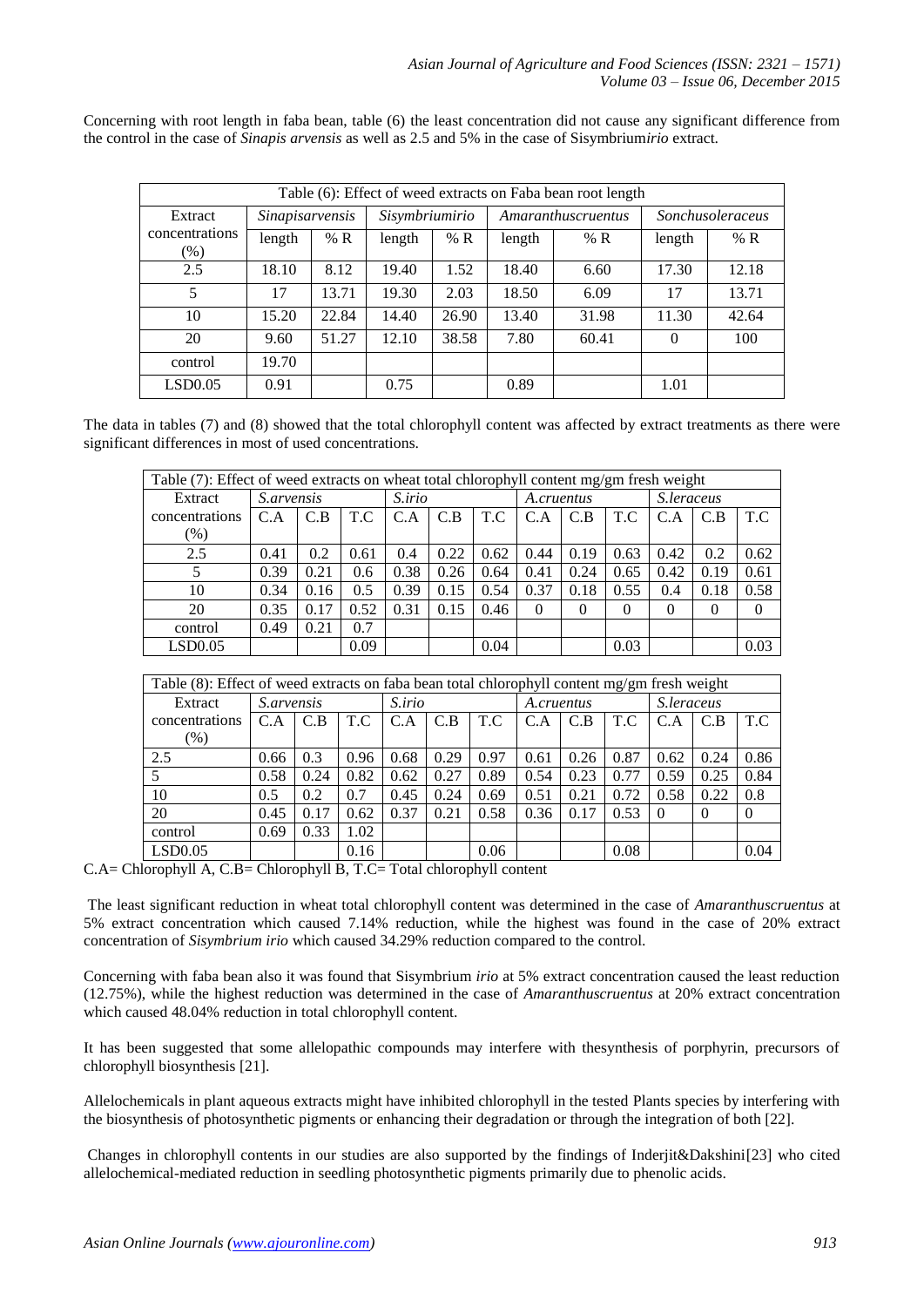Concerning with root length in faba bean, table (6) the least concentration did not cause any significant difference from the control in the case of *Sinapis arvensis* as well as 2.5 and 5% in the case of Sisymbrium*irio* extract.

| Table (6): Effect of weed extracts on Faba bean root length | | | | | | | | |
|---|---|---|---|---|---|---|---|---|
| Extract | *Sinapisarvensis* | | *Sisymbriumirio* | | *Amaranthuscruentus* | | *Sonchusoleraceus* | |
| concentrations (%) | length | % R | length | % R | length | % R | length | % R |
| 2.5 | 18.10 | 8.12 | 19.40 | 1.52 | 18.40 | 6.60 | 17.30 | 12.18 |
| 5 | 17 | 13.71 | 19.30 | 2.03 | 18.50 | 6.09 | 17 | 13.71 |
| 10 | 15.20 | 22.84 | 14.40 | 26.90 | 13.40 | 31.98 | 11.30 | 42.64 |
| 20 | 9.60 | 51.27 | 12.10 | 38.58 | 7.80 | 60.41 | 0 | 100 |
| control | 19.70 | | | | | | | |
| LSD0.05 | 0.91 | | 0.75 | | 0.89 | | 1.01 | |

The data in tables (7) and (8) showed that the total chlorophyll content was affected by extract treatments as there were significant differences in most of used concentrations.

| Table (7): Effect of weed extracts on wheat total chlorophyll content mg/gm fresh weight | | | | | | | | | | | | |
|---|---|---|---|---|---|---|---|---|---|---|---|---|
| Extract | *S.arvensis* | | | *S.irio* | | | *A.cruentus* | | | *S.leraceus* | | |
| concentrations (%) | C.A | C.B | T.C | C.A | C.B | T.C | C.A | C.B | T.C | C.A | C.B | T.C |
| 2.5 | 0.41 | 0.2 | 0.61 | 0.4 | 0.22 | 0.62 | 0.44 | 0.19 | 0.63 | 0.42 | 0.2 | 0.62 |
| 5 | 0.39 | 0.21 | 0.6 | 0.38 | 0.26 | 0.64 | 0.41 | 0.24 | 0.65 | 0.42 | 0.19 | 0.61 |
| 10 | 0.34 | 0.16 | 0.5 | 0.39 | 0.15 | 0.54 | 0.37 | 0.18 | 0.55 | 0.4 | 0.18 | 0.58 |
| 20 | 0.35 | 0.17 | 0.52 | 0.31 | 0.15 | 0.46 | 0 | 0 | 0 | 0 | 0 | 0 |
| control | 0.49 | 0.21 | 0.7 | | | | | | | | | |
| LSD0.05 | | | 0.09 | | | 0.04 | | | 0.03 | | | 0.03 |

| Table (8): Effect of weed extracts on faba bean total chlorophyll content mg/gm fresh weight | | | | | | | | | | | | |
|---|---|---|---|---|---|---|---|---|---|---|---|---|
| Extract | *S.arvensis* | | | *S.irio* | | | *A.cruentus* | | | *S.leraceus* | | |
| concentrations (%) | C.A | C.B | T.C | C.A | C.B | T.C | C.A | C.B | T.C | C.A | C.B | T.C |
| 2.5 | 0.66 | 0.3 | 0.96 | 0.68 | 0.29 | 0.97 | 0.61 | 0.26 | 0.87 | 0.62 | 0.24 | 0.86 |
| 5 | 0.58 | 0.24 | 0.82 | 0.62 | 0.27 | 0.89 | 0.54 | 0.23 | 0.77 | 0.59 | 0.25 | 0.84 |
| 10 | 0.5 | 0.2 | 0.7 | 0.45 | 0.24 | 0.69 | 0.51 | 0.21 | 0.72 | 0.58 | 0.22 | 0.8 |
| 20 | 0.45 | 0.17 | 0.62 | 0.37 | 0.21 | 0.58 | 0.36 | 0.17 | 0.53 | 0 | 0 | 0 |
| control | 0.69 | 0.33 | 1.02 | | | | | | | | | |
| LSD0.05 | | | 0.16 | | | 0.06 | | | 0.08 | | | 0.04 |

C.A= Chlorophyll A, C.B= Chlorophyll B, T.C= Total chlorophyll content

The least significant reduction in wheat total chlorophyll content was determined in the case of *Amaranthuscruentus* at 5% extract concentration which caused 7.14% reduction, while the highest was found in the case of 20% extract concentration of *Sisymbrium irio* which caused 34.29% reduction compared to the control.

Concerning with faba bean also it was found that Sisymbrium *irio* at 5% extract concentration caused the least reduction (12.75%), while the highest reduction was determined in the case of *Amaranthuscruentus* at 20% extract concentration which caused 48.04% reduction in total chlorophyll content.

It has been suggested that some allelopathic compounds may interfere with thesynthesis of porphyrin, precursors of chlorophyll biosynthesis [21].

Allelochemicals in plant aqueous extracts might have inhibited chlorophyll in the tested Plants species by interfering with the biosynthesis of photosynthetic pigments or enhancing their degradation or through the integration of both [22].

Changes in chlorophyll contents in our studies are also supported by the findings of Inderjit&Dakshini[23] who cited allelochemical-mediated reduction in seedling photosynthetic pigments primarily due to phenolic acids.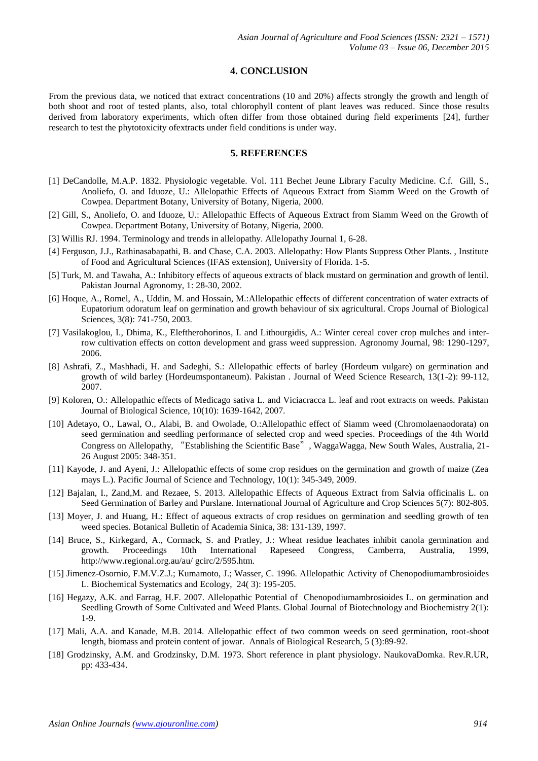## 4. CONCLUSION

From the previous data, we noticed that extract concentrations (10 and 20%) affects strongly the growth and length of both shoot and root of tested plants, also, total chlorophyll content of plant leaves was reduced. Since those results derived from laboratory experiments, which often differ from those obtained during field experiments [24], further research to test the phytotoxicity ofextracts under field conditions is under way.

## 5. REFERENCES

[1] DeCandolle, M.A.P. 1832. Physiologic vegetable. Vol. 111 Bechet Jeune Library Faculty Medicine. C.f. Gill, S., Anoliefo, O. and Iduoze, U.: Allelopathic Effects of Aqueous Extract from Siamm Weed on the Growth of Cowpea. Department Botany, University of Botany, Nigeria, 2000.

[2] Gill, S., Anoliefo, O. and Iduoze, U.: Allelopathic Effects of Aqueous Extract from Siamm Weed on the Growth of Cowpea. Department Botany, University of Botany, Nigeria, 2000.

[3] Willis RJ. 1994. Terminology and trends in allelopathy. Allelopathy Journal 1, 6-28.

[4] Ferguson, J.J., Rathinasabapathi, B. and Chase, C.A. 2003. Allelopathy: How Plants Suppress Other Plants. , Institute of Food and Agricultural Sciences (IFAS extension), University of Florida. 1-5.

[5] Turk, M. and Tawaha, A.: Inhibitory effects of aqueous extracts of black mustard on germination and growth of lentil. Pakistan Journal Agronomy, 1: 28-30, 2002.

[6] Hoque, A., Romel, A., Uddin, M. and Hossain, M.:Allelopathic effects of different concentration of water extracts of Eupatorium odoratum leaf on germination and growth behaviour of six agricultural. Crops Journal of Biological Sciences, 3(8): 741-750, 2003.

[7] Vasilakoglou, I., Dhima, K., Eleftherohorinos, I. and Lithourgidis, A.: Winter cereal cover crop mulches and inter-row cultivation effects on cotton development and grass weed suppression. Agronomy Journal, 98: 1290-1297, 2006.

[8] Ashrafi, Z., Mashhadi, H. and Sadeghi, S.: Allelopathic effects of barley (Hordeum vulgare) on germination and growth of wild barley (Hordeumspontaneum). Pakistan . Journal of Weed Science Research, 13(1-2): 99-112, 2007.

[9] Koloren, O.: Allelopathic effects of Medicago sativa L. and Viciacracca L. leaf and root extracts on weeds. Pakistan Journal of Biological Science, 10(10): 1639-1642, 2007.

[10] Adetayo, O., Lawal, O., Alabi, B. and Owolade, O.:Allelopathic effect of Siamm weed (Chromolaenaodorata) on seed germination and seedling performance of selected crop and weed species. Proceedings of the 4th World Congress on Allelopathy, "Establishing the Scientific Base", WaggaWagga, New South Wales, Australia, 21-26 August 2005: 348-351.

[11] Kayode, J. and Ayeni, J.: Allelopathic effects of some crop residues on the germination and growth of maize (Zea mays L.). Pacific Journal of Science and Technology, 10(1): 345-349, 2009.

[12] Bajalan, I., Zand,M. and Rezaee, S. 2013. Allelopathic Effects of Aqueous Extract from Salvia officinalis L. on Seed Germination of Barley and Purslane. International Journal of Agriculture and Crop Sciences 5(7): 802-805.

[13] Moyer, J. and Huang, H.: Effect of aqueous extracts of crop residues on germination and seedling growth of ten weed species. Botanical Bulletin of Academia Sinica, 38: 131-139, 1997.

[14] Bruce, S., Kirkegard, A., Cormack, S. and Pratley, J.: Wheat residue leachates inhibit canola germination and growth. Proceedings 10th International Rapeseed Congress, Camberra, Australia, 1999, http://www.regional.org.au/au/ gcirc/2/595.htm.

[15] Jimenez-Osornio, F.M.V.Z.J.; Kumamoto, J.; Wasser, C. 1996. Allelopathic Activity of Chenopodiumambrosioides L. Biochemical Systematics and Ecology, 24( 3): 195-205.

[16] Hegazy, A.K. and Farrag, H.F. 2007. Allelopathic Potential of Chenopodiumambrosioides L. on germination and Seedling Growth of Some Cultivated and Weed Plants. Global Journal of Biotechnology and Biochemistry 2(1): 1-9.

[17] Mali, A.A. and Kanade, M.B. 2014. Allelopathic effect of two common weeds on seed germination, root-shoot length, biomass and protein content of jowar. Annals of Biological Research, 5 (3):89-92.

[18] Grodzinsky, A.M. and Grodzinsky, D.M. 1973. Short reference in plant physiology. NaukovaDomka. Rev.R.UR, pp: 433-434.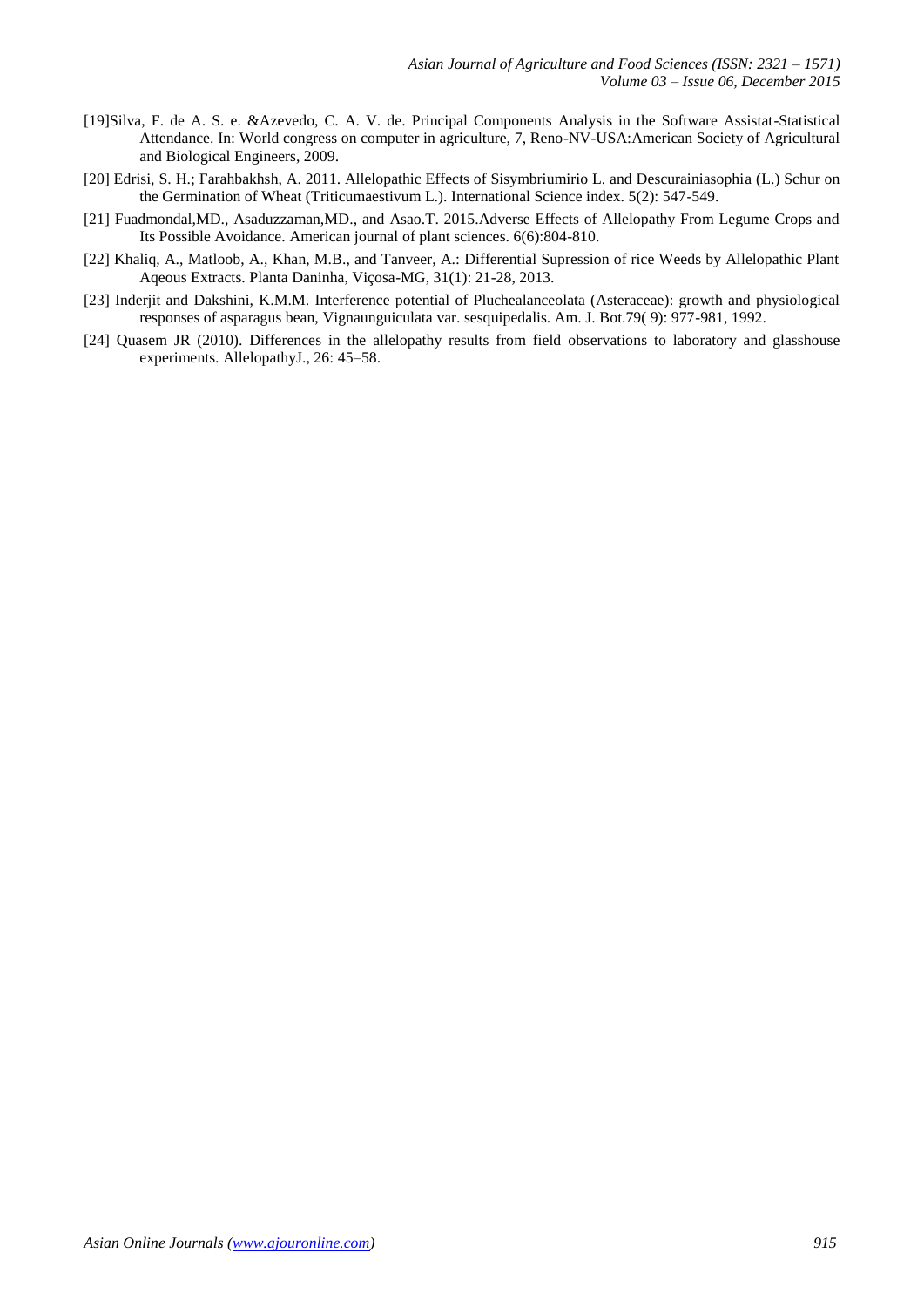[19]Silva, F. de A. S. e. &Azevedo, C. A. V. de. Principal Components Analysis in the Software Assistat-Statistical Attendance. In: World congress on computer in agriculture, 7, Reno-NV-USA:American Society of Agricultural and Biological Engineers, 2009.

[20] Edrisi, S. H.; Farahbakhsh, A. 2011. Allelopathic Effects of Sisymbriumirio L. and Descurainiasophia (L.) Schur on the Germination of Wheat (Triticumaestivum L.). International Science index. 5(2): 547-549.

[21] Fuadmondal,MD., Asaduzzaman,MD., and Asao.T. 2015.Adverse Effects of Allelopathy From Legume Crops and Its Possible Avoidance. American journal of plant sciences. 6(6):804-810.

[22] Khaliq, A., Matloob, A., Khan, M.B., and Tanveer, A.: Differential Supression of rice Weeds by Allelopathic Plant Aqeous Extracts. Planta Daninha, Viçosa-MG, 31(1): 21-28, 2013.

[23] Inderjit and Dakshini, K.M.M. Interference potential of Pluchealanceolata (Asteraceae): growth and physiological responses of asparagus bean, Vignaunguiculata var. sesquipedalis. Am. J. Bot.79( 9): 977-981, 1992.

[24] Quasem JR (2010). Differences in the allelopathy results from field observations to laboratory and glasshouse experiments. AllelopathyJ., 26: 45–58.